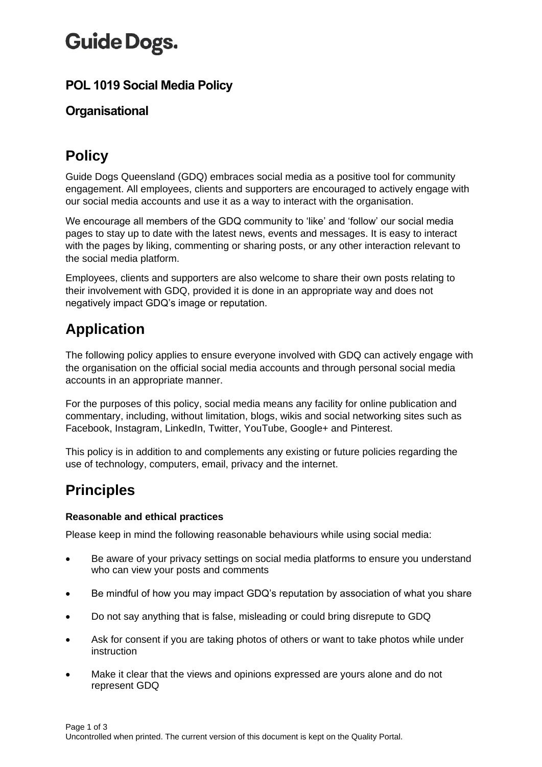# Guide Dogs.

## POL 1019 Social Media Policy

### Organisational

## Policy

Guide Dogs Queensland (GDQ) embraces social media as a positive tool for community engagement. All employees, clients and supporters are encouraged to actively engage with our social media accounts and use it as a way to interact with the organisation.

We encourage all members of the GDQ community to 'like' and 'follow' our social media pages to stay up to date with the latest news, events and messages. It is easy to interact with the pages by liking, commenting or sharing posts, or any other interaction relevant to the social media platform.

Employees, clients and supporters are also welcome to share their own posts relating to their involvement with GDQ, provided it is done in an appropriate way and does not negatively impact GDQ's image or reputation.

## Application

The following policy applies to ensure everyone involved with GDQ can actively engage with the organisation on the official social media accounts and through personal social media accounts in an appropriate manner.

For the purposes of this policy, social media means any facility for online publication and commentary, including, without limitation, blogs, wikis and social networking sites such as Facebook, Instagram, LinkedIn, Twitter, YouTube, Google+ and Pinterest.

This policy is in addition to and complements any existing or future policies regarding the use of technology, computers, email, privacy and the internet.

## Principles

### Reasonable and ethical practices

Please keep in mind the following reasonable behaviours while using social media:

- Be aware of your privacy settings on social media platforms to ensure you understand who can view your posts and comments
- Be mindful of how you may impact GDQ's reputation by association of what you share
- Do not say anything that is false, misleading or could bring disrepute to GDQ
- Ask for consent if you are taking photos of others or want to take photos while under instruction
- Make it clear that the views and opinions expressed are yours alone and do not represent GDQ

Uncontrolled when printed. The current version of this document is kept on the Quality Portal.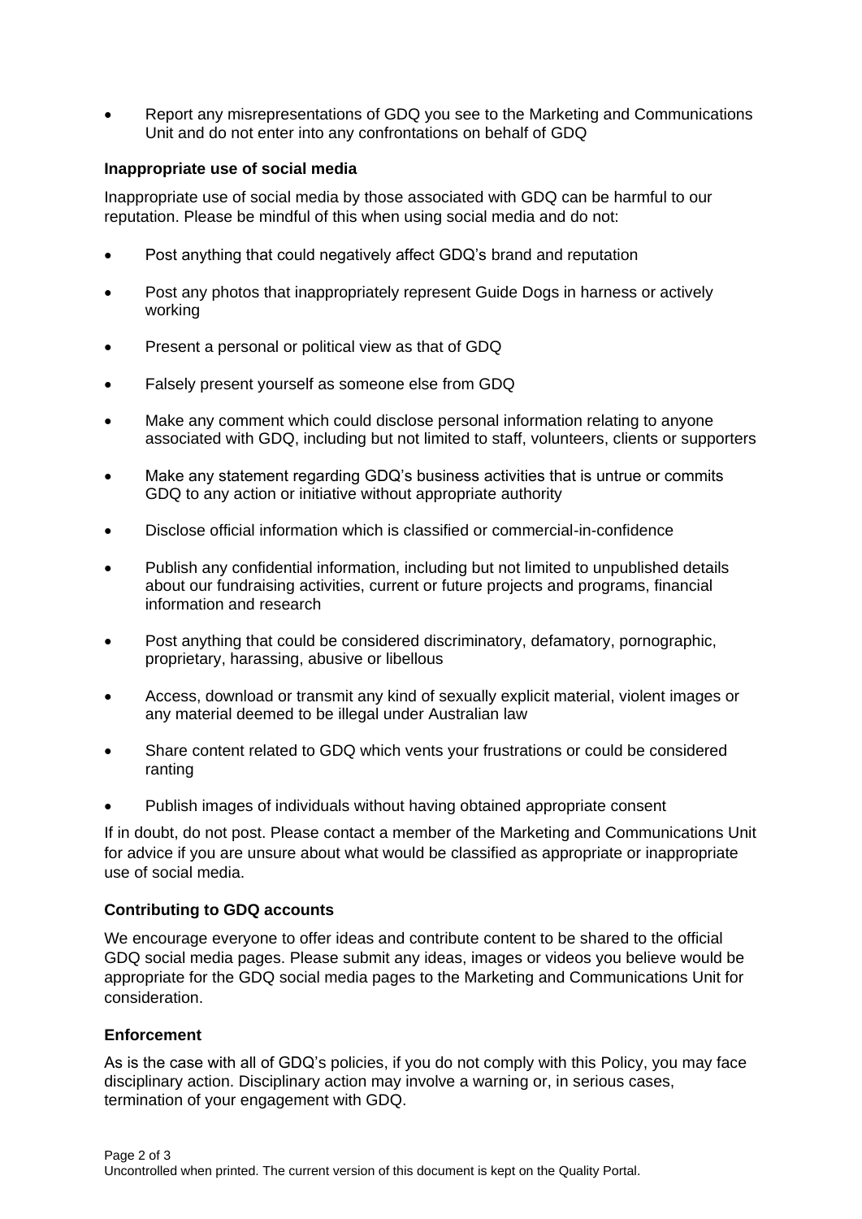- Report any misrepresentations of GDQ you see to the Marketing and Communications Unit and do not enter into any confrontations on behalf of GDQ

**Inappropriate use of social media**

Inappropriate use of social media by those associated with GDQ can be harmful to our reputation. Please be mindful of this when using social media and do not:

- Post anything that could negatively affect GDQ's brand and reputation
- Post any photos that inappropriately represent Guide Dogs in harness or actively working
- Present a personal or political view as that of GDQ
- Falsely present yourself as someone else from GDQ
- Make any comment which could disclose personal information relating to anyone associated with GDQ, including but not limited to staff, volunteers, clients or supporters
- Make any statement regarding GDQ's business activities that is untrue or commits GDQ to any action or initiative without appropriate authority
- Disclose official information which is classified or commercial-in-confidence
- Publish any confidential information, including but not limited to unpublished details about our fundraising activities, current or future projects and programs, financial information and research
- Post anything that could be considered discriminatory, defamatory, pornographic, proprietary, harassing, abusive or libellous
- Access, download or transmit any kind of sexually explicit material, violent images or any material deemed to be illegal under Australian law
- Share content related to GDQ which vents your frustrations or could be considered ranting
- Publish images of individuals without having obtained appropriate consent

If in doubt, do not post. Please contact a member of the Marketing and Communications Unit for advice if you are unsure about what would be classified as appropriate or inappropriate use of social media.

**Contributing to GDQ accounts**

We encourage everyone to offer ideas and contribute content to be shared to the official GDQ social media pages. Please submit any ideas, images or videos you believe would be appropriate for the GDQ social media pages to the Marketing and Communications Unit for consideration.

**Enforcement**

As is the case with all of GDQ's policies, if you do not comply with this Policy, you may face disciplinary action. Disciplinary action may involve a warning or, in serious cases, termination of your engagement with GDQ.

Uncontrolled when printed. The current version of this document is kept on the Quality Portal.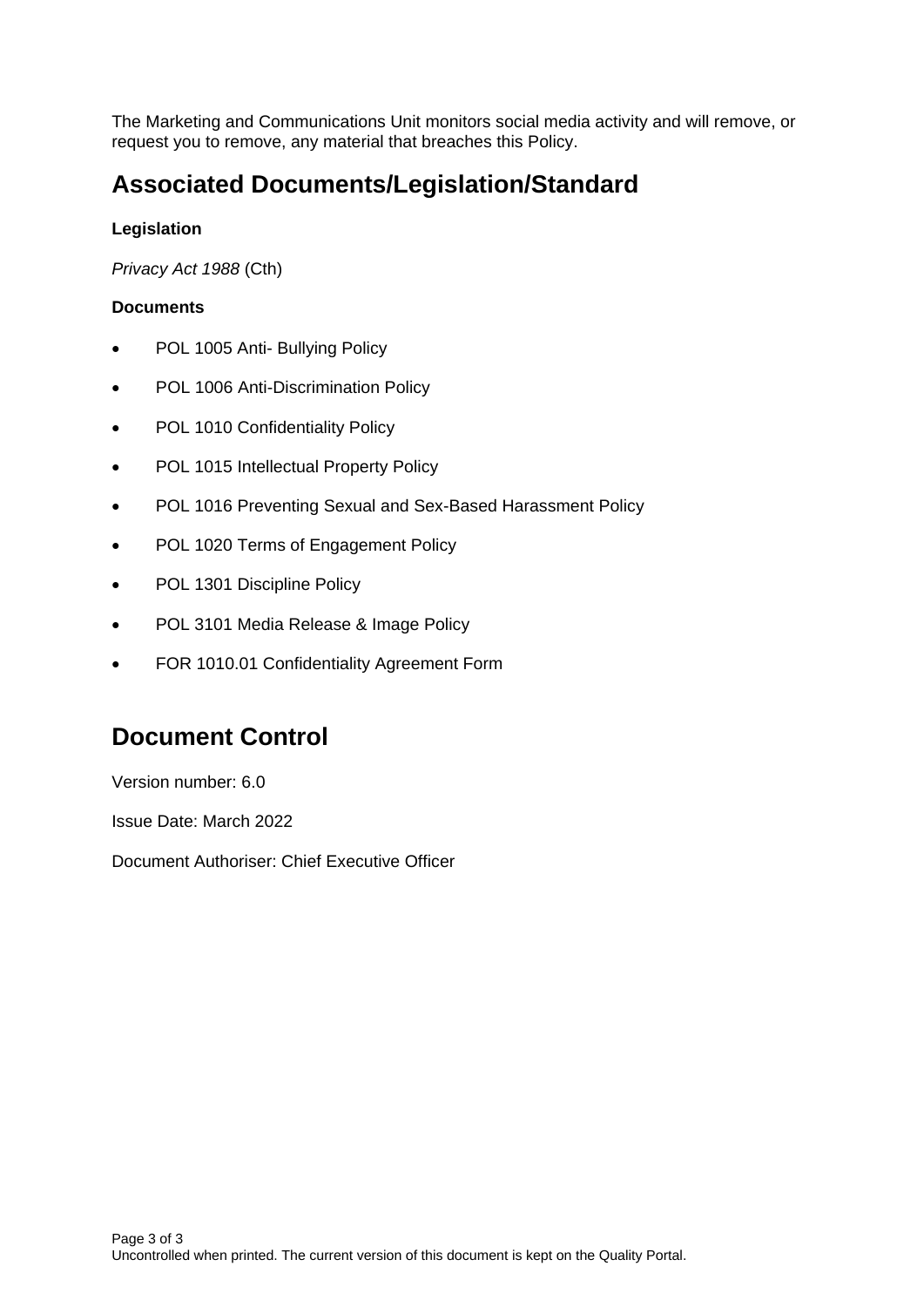The Marketing and Communications Unit monitors social media activity and will remove, or request you to remove, any material that breaches this Policy.

## Associated Documents/Legislation/Standard

**Legislation**

*Privacy Act 1988* (Cth)

**Documents**

- POL 1005 Anti- Bullying Policy
- POL 1006 Anti-Discrimination Policy
- POL 1010 Confidentiality Policy
- POL 1015 Intellectual Property Policy
- POL 1016 Preventing Sexual and Sex-Based Harassment Policy
- POL 1020 Terms of Engagement Policy
- POL 1301 Discipline Policy
- POL 3101 Media Release & Image Policy
- FOR 1010.01 Confidentiality Agreement Form

## Document Control

Version number: 6.0

Issue Date: March 2022

Document Authoriser: Chief Executive Officer

Uncontrolled when printed. The current version of this document is kept on the Quality Portal.